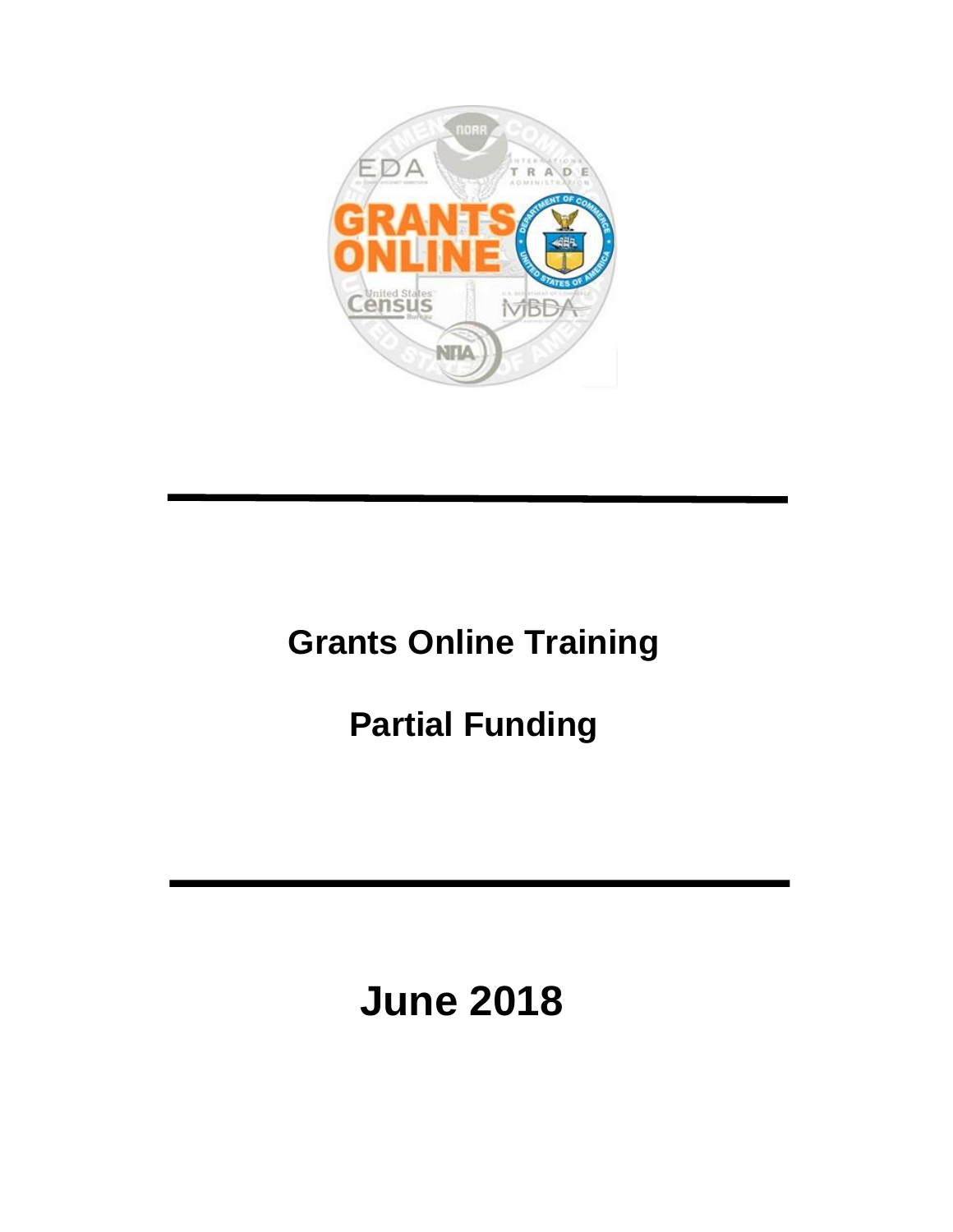# Grants Online Training

## Partial Funding

## June 2018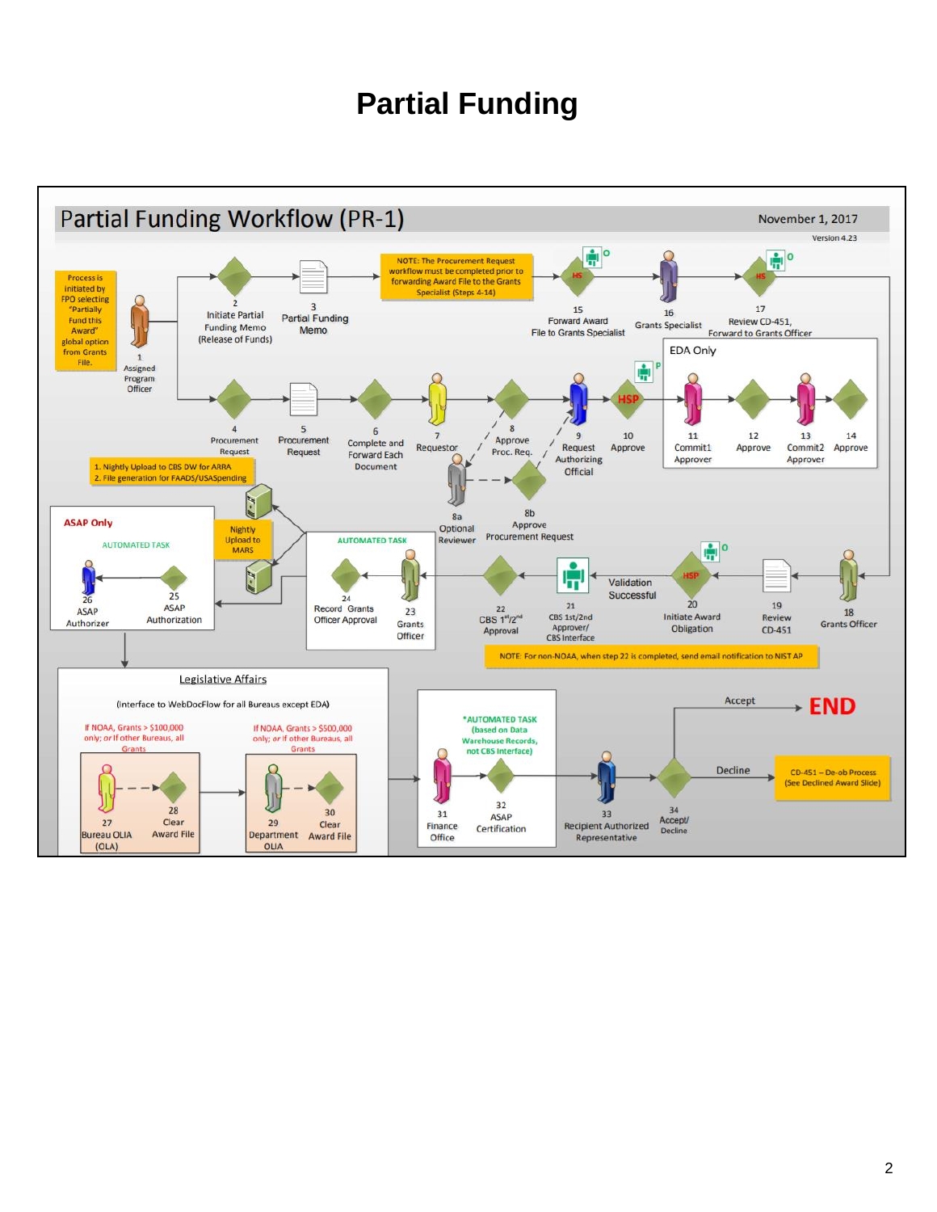# Partial Funding

## Partial Funding Workflow (PR-1)

November 1, 2017

Version 4.23

Process is initiated by FPO selecting "Partially Fund this Award" global option from Grants File.

1 Assigned Program Officer

2 Initiate Partial Funding Memo (Release of Funds)

3 Partial Funding Memo

NOTE: The Procurement Request workflow must be completed prior to forwarding Award File to the Grants Specialist (Steps 4-14)

15 Forward Award File to Grants Specialist

16 Grants Specialist

17 Review CD-451, Forward to Grants Officer

4 Procurement Request

5 Procurement Request

6 Complete and Forward Each Document

7 Requestor

8 Approve Proc. Req.

8a Optional Reviewer

8b Approve Procurement Request

9 Request Authorizing Official

10 Approve

EDA Only

11 Commit1 Approver

12 Approve

13 Commit2 Approver

14 Approve

1. Nightly Upload to CBS DW for ARRA
2. File generation for FAADS/USASpending

Nightly Upload to MARS

ASAP Only

AUTOMATED TASK

25 ASAP Authorization

26 ASAP Authorizer

AUTOMATED TASK

23 Grants Officer

24 Record Grants Officer Approval

22 CBS 1st/2nd Approval

21 CBS 1st/2nd Approver/ CBS Interface

Validation Successful

20 Initiate Award Obligation

19 Review CD-451

18 Grants Officer

NOTE: For non-NOAA, when step 22 is completed, send email notification to NIST AP

### Legislative Affairs

(Interface to WebDocFlow for all Bureaus except EDA)

If NOAA, Grants > $100,000 only; or if other Bureaus, all Grants

27 Bureau OLIA (OLA)

28 Clear Award File

If NOAA, Grants > $500,000 only; or if other Bureaus, all Grants

29 Department OLIA

30 Clear Award File

*AUTOMATED TASK (based on Data Warehouse Records, not CBS Interface)

31 Finance Office

32 ASAP Certification

33 Recipient Authorized Representative

34 Accept/ Decline

Accept → END

Decline → CD-451 – De-ob Process (See Declined Award Slide)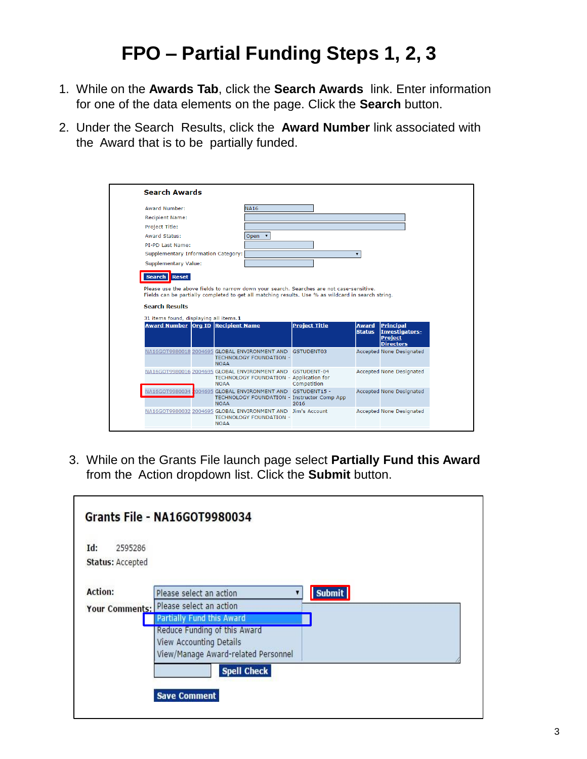# FPO – Partial Funding Steps 1, 2, 3

1. While on the **Awards Tab**, click the **Search Awards** link. Enter information for one of the data elements on the page. Click the **Search** button.
2. Under the Search Results, click the **Award Number** link associated with the Award that is to be partially funded.

**Search Awards**

Award Number: NA16
Recipient Name:
Project Title:
Award Status: Open
PI-PD Last Name:
Supplementary Information Category:
Supplementary Value:

Search Reset

Please use the above fields to narrow down your search. Searches are not case-sensitive.
Fields can be partially completed to get all matching results. Use % as wildcard in search string.

**Search Results**

31 items found, displaying all items.1

| Award Number | Org ID | Recipient Name | Project Title | Award Status | Principal Investigators-Project Directors |
|---|---|---|---|---|---|
| NA16GOT9980018 | 2004695 | GLOBAL ENVIRONMENT AND TECHNOLOGY FOUNDATION - NOAA | GSTUDENT03 | Accepted | None Designated |
| NA16GOT9980016 | 2004695 | GLOBAL ENVIRONMENT AND TECHNOLOGY FOUNDATION - NOAA | GSTUDENT-04 Application for Competition | Accepted | None Designated |
| NA16GOT9980034 | 2004695 | GLOBAL ENVIRONMENT AND TECHNOLOGY FOUNDATION - NOAA | GSTUDENT15 - Instructor Comp App 2016 | Accepted | None Designated |
| NA16GOT9980032 | 2004695 | GLOBAL ENVIRONMENT AND TECHNOLOGY FOUNDATION - NOAA | Jim's Account | Accepted | None Designated |

3. While on the Grants File launch page select **Partially Fund this Award** from the Action dropdown list. Click the **Submit** button.

**Grants File - NA16GOT9980034**

**Id:** 2595286
**Status:** Accepted

**Action:** Please select an action — Submit
- Please select an action
- Partially Fund this Award
- Reduce Funding of this Award
- View Accounting Details
- View/Manage Award-related Personnel

**Your Comments:**

Spell Check

Save Comment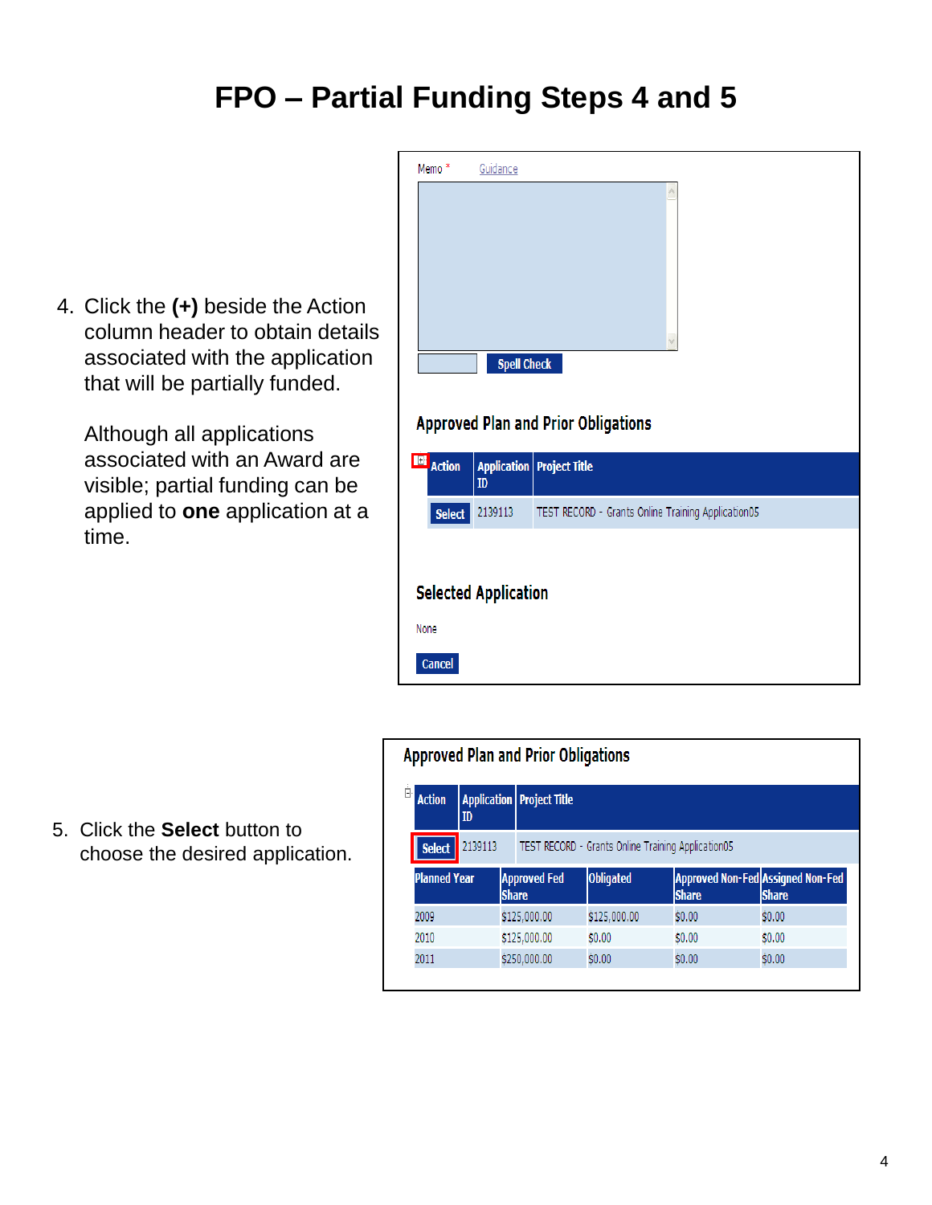# FPO – Partial Funding Steps 4 and 5

4. Click the **(+)** beside the Action column header to obtain details associated with the application that will be partially funded.

   Although all applications associated with an Award are visible; partial funding can be applied to **one** application at a time.

Memo * Guidance

Spell Check

**Approved Plan and Prior Obligations**

| Action | Application ID | Project Title |
|---|---|---|
| Select | 2139113 | TEST RECORD - Grants Online Training Application05 |

**Selected Application**

None

Cancel

5. Click the **Select** button to choose the desired application.

**Approved Plan and Prior Obligations**

| Action | Application ID | Project Title |
|---|---|---|
| Select | 2139113 | TEST RECORD - Grants Online Training Application05 |

| Planned Year | Approved Fed Share | Obligated | Approved Non-Fed Share | Assigned Non-Fed Share |
|---|---|---|---|---|
| 2009 | $125,000.00 | $125,000.00 | $0.00 | $0.00 |
| 2010 | $125,000.00 | $0.00 | $0.00 | $0.00 |
| 2011 | $250,000.00 | $0.00 | $0.00 | $0.00 |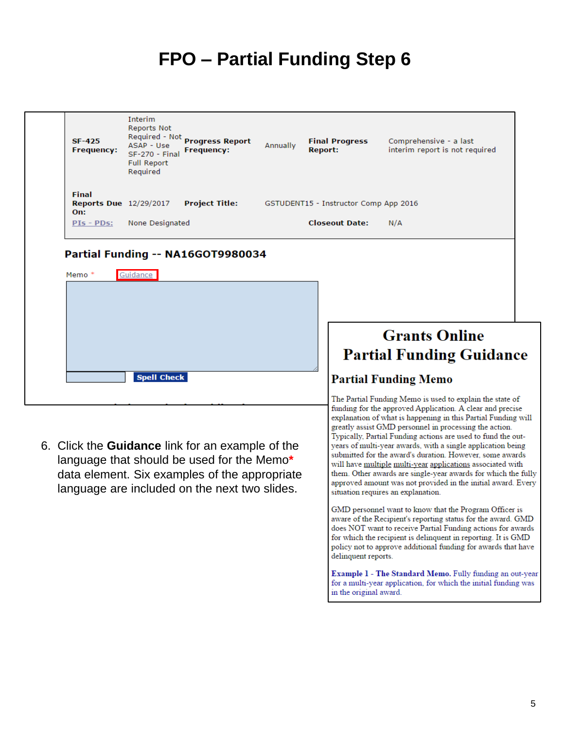# FPO – Partial Funding Step 6

| SF-425 Frequency: | Interim Reports Not Required - Not ASAP - Use SF-270 - Final Full Report Required | Progress Report Frequency: | Annually | Final Progress Report: | Comprehensive - a last interim report is not required |
|---|---|---|---|---|---|
| Final Reports Due On: | 12/29/2017 | Project Title: | GSTUDENT15 - Instructor Comp App 2016 | | |
| PIs - PDs: | None Designated | | | Closeout Date: | N/A |

**Partial Funding -- NA16GOT9980034**

Memo * Guidance

Spell Check

## Grants Online Partial Funding Guidance

### Partial Funding Memo

The Partial Funding Memo is used to explain the state of funding for the approved Application. A clear and precise explanation of what is happening in this Partial Funding will greatly assist GMD personnel in processing the action. Typically, Partial Funding actions are used to fund the out-years of multi-year awards, with a single application being submitted for the award's duration. However, some awards will have multiple multi-year applications associated with them. Other awards are single-year awards for which the fully approved amount was not provided in the initial award. Every situation requires an explanation.

GMD personnel want to know that the Program Officer is aware of the Recipient's reporting status for the award. GMD does NOT want to receive Partial Funding actions for awards for which the recipient is delinquent in reporting. It is GMD policy not to approve additional funding for awards that have delinquent reports.

**Example 1 - The Standard Memo.** Fully funding an out-year for a multi-year application, for which the initial funding was in the original award.

6. Click the **Guidance** link for an example of the language that should be used for the Memo* data element. Six examples of the appropriate language are included on the next two slides.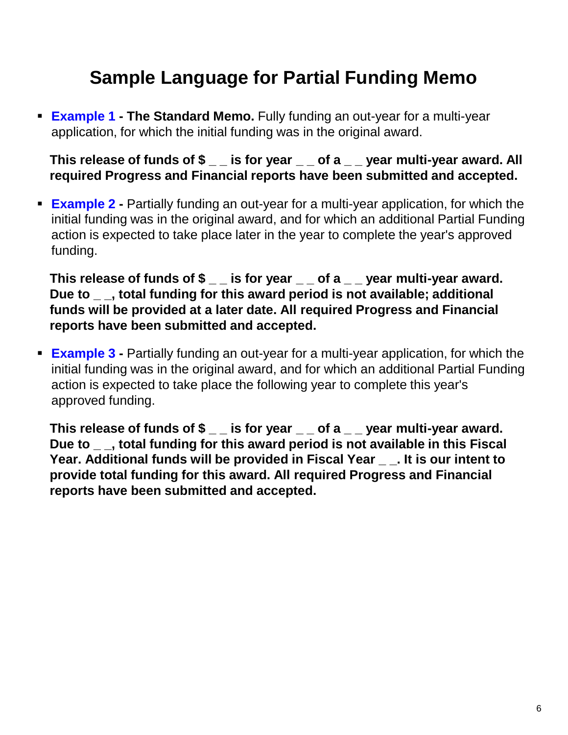# Sample Language for Partial Funding Memo

- **Example 1 - The Standard Memo.** Fully funding an out-year for a multi-year application, for which the initial funding was in the original award.

  **This release of funds of $ _ _ is for year _ _ of a _ _ year multi-year award. All required Progress and Financial reports have been submitted and accepted.**

- **Example 2 -** Partially funding an out-year for a multi-year application, for which the initial funding was in the original award, and for which an additional Partial Funding action is expected to take place later in the year to complete the year's approved funding.

  **This release of funds of $ _ _ is for year _ _ of a _ _ year multi-year award. Due to _ _, total funding for this award period is not available; additional funds will be provided at a later date. All required Progress and Financial reports have been submitted and accepted.**

- **Example 3 -** Partially funding an out-year for a multi-year application, for which the initial funding was in the original award, and for which an additional Partial Funding action is expected to take place the following year to complete this year's approved funding.

  **This release of funds of $ _ _ is for year _ _ of a _ _ year multi-year award. Due to _ _, total funding for this award period is not available in this Fiscal Year. Additional funds will be provided in Fiscal Year _ _. It is our intent to provide total funding for this award. All required Progress and Financial reports have been submitted and accepted.**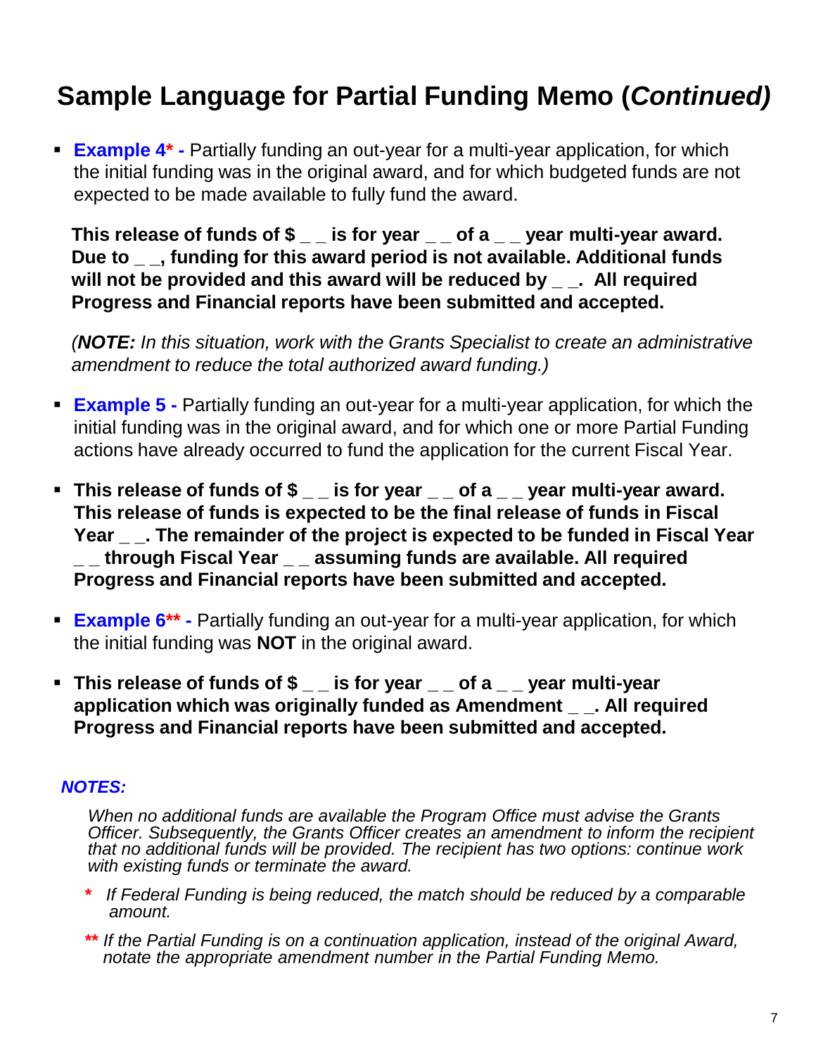# Sample Language for Partial Funding Memo (*Continued)*

- **Example 4* -** Partially funding an out-year for a multi-year application, for which the initial funding was in the original award, and for which budgeted funds are not expected to be made available to fully fund the award.

  **This release of funds of $ _ _ is for year _ _ of a _ _ year multi-year award. Due to _ _, funding for this award period is not available. Additional funds will not be provided and this award will be reduced by _ _. All required Progress and Financial reports have been submitted and accepted.**

  *(**NOTE:** In this situation, work with the Grants Specialist to create an administrative amendment to reduce the total authorized award funding.)*

- **Example 5 -** Partially funding an out-year for a multi-year application, for which the initial funding was in the original award, and for which one or more Partial Funding actions have already occurred to fund the application for the current Fiscal Year.

- **This release of funds of $ _ _ is for year _ _ of a _ _ year multi-year award. This release of funds is expected to be the final release of funds in Fiscal Year _ _. The remainder of the project is expected to be funded in Fiscal Year _ _ through Fiscal Year _ _ assuming funds are available. All required Progress and Financial reports have been submitted and accepted.**

- **Example 6** -** Partially funding an out-year for a multi-year application, for which the initial funding was **NOT** in the original award.

- **This release of funds of $ _ _ is for year _ _ of a _ _ year multi-year application which was originally funded as Amendment _ _. All required Progress and Financial reports have been submitted and accepted.**

***NOTES:***

*When no additional funds are available the Program Office must advise the Grants Officer. Subsequently, the Grants Officer creates an amendment to inform the recipient that no additional funds will be provided. The recipient has two options: continue work with existing funds or terminate the award.*

**\*** *If Federal Funding is being reduced, the match should be reduced by a comparable amount.*

**\*\*** *If the Partial Funding is on a continuation application, instead of the original Award, notate the appropriate amendment number in the Partial Funding Memo.*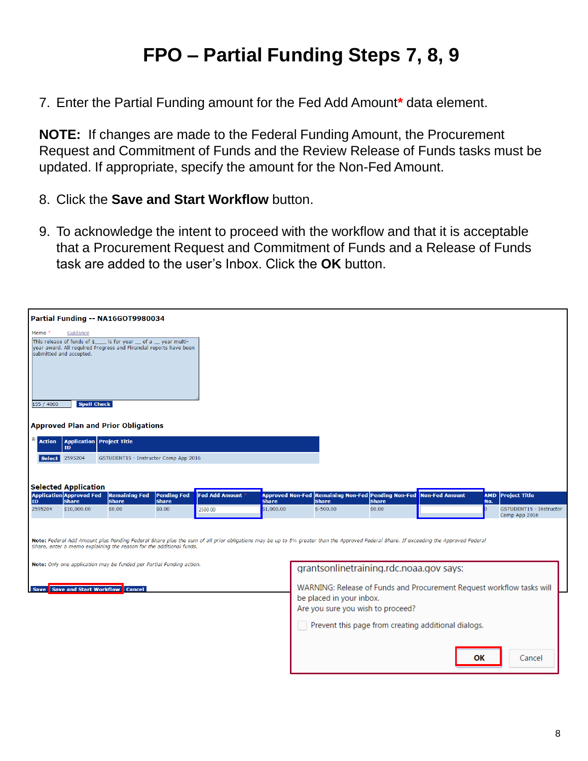# FPO – Partial Funding Steps 7, 8, 9

7. Enter the Partial Funding amount for the Fed Add Amount* data element.

**NOTE:** If changes are made to the Federal Funding Amount, the Procurement Request and Commitment of Funds and the Review Release of Funds tasks must be updated. If appropriate, specify the amount for the Non-Fed Amount.

8. Click the **Save and Start Workflow** button.

9. To acknowledge the intent to proceed with the workflow and that it is acceptable that a Procurement Request and Commitment of Funds and a Release of Funds task are added to the user's Inbox. Click the **OK** button.

**Partial Funding -- NA16GOT9980034**

Memo * Guidance

This release of funds of $____ is for year __ of a __ year multi-year award. All required Progress and Financial reports have been submitted and accepted.

155 / 4000 Spell Check

**Approved Plan and Prior Obligations**

| Action | Application ID | Project Title |
| --- | --- | --- |
| Select | 2595204 | GSTUDENT15 - Instructor Comp App 2016 |

**Selected Application**

| Application ID | Approved Fed Share | Remaining Fed Share | Pending Fed Share | Fed Add Amount * | Approved Non-Fed Share | Remaining Non-Fed Share | Pending Non-Fed Share | Non-Fed Amount | AMD No. | Project Title |
| --- | --- | --- | --- | --- | --- | --- | --- | --- | --- | --- |
| 2595204 | $10,000.00 | $0.00 | $0.00 | 2500.00 | $1,000.00 | $-500.00 | $0.00 | | 0 | GSTUDENT15 - Instructor Comp App 2016 |

*Note: Federal Add Amount plus Pending Federal Share plus the sum of all prior obligations may be up to 5% greater than the Approved Federal Share. If exceeding the Approved Federal Share, enter a memo explaining the reason for the additional funds.*

*Note: Only one application may be funded per Partial Funding action.*

Save | Save and Start Workflow | Cancel

grantsonlinetraining.rdc.noaa.gov says:

WARNING: Release of Funds and Procurement Request workflow tasks will be placed in your inbox.
Are you sure you wish to proceed?

Prevent this page from creating additional dialogs.

OK | Cancel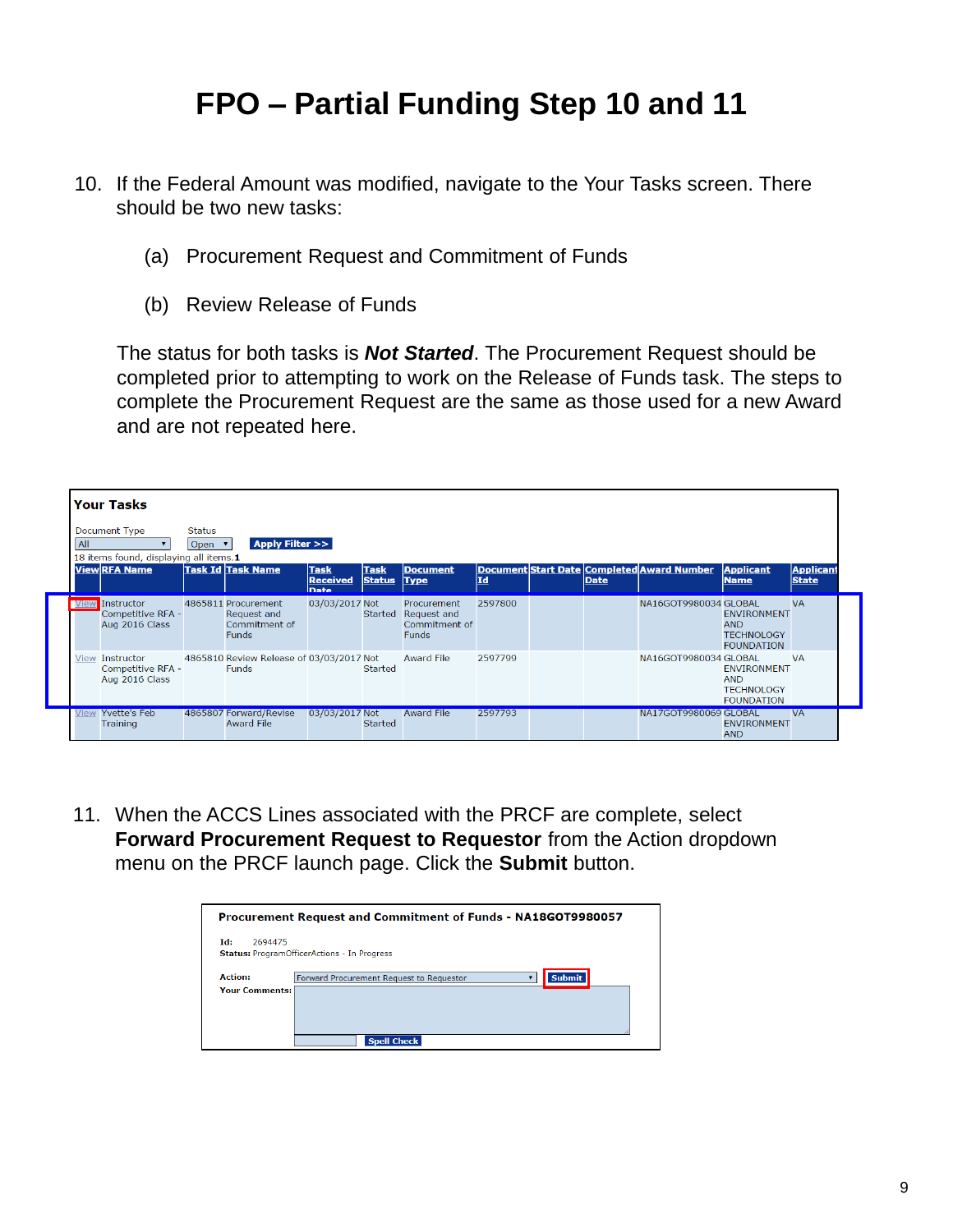# FPO – Partial Funding Step 10 and 11

10. If the Federal Amount was modified, navigate to the Your Tasks screen. There should be two new tasks:

    (a) Procurement Request and Commitment of Funds

    (b) Review Release of Funds

    The status for both tasks is ***Not Started***. The Procurement Request should be completed prior to attempting to work on the Release of Funds task. The steps to complete the Procurement Request are the same as those used for a new Award and are not repeated here.

**Your Tasks**

Document Type: All | Status: Open | Apply Filter >>

18 items found, displaying all items. 1

| View | RFA Name | Task Id | Task Name | Task Received Date | Task Status | Document Type | Document Id | Start Date | Completed Date | Award Number | Applicant Name | Applicant State |
|---|---|---|---|---|---|---|---|---|---|---|---|---|
| View | Instructor Competitive RFA - Aug 2016 Class | 4865811 | Procurement Request and Commitment of Funds | 03/03/2017 | Not Started | Procurement Request and Commitment of Funds | 2597800 | | | NA16GOT9980034 | GLOBAL ENVIRONMENT AND TECHNOLOGY FOUNDATION | VA |
| View | Instructor Competitive RFA - Aug 2016 Class | 4865810 | Review Release of Funds | 03/03/2017 | Not Started | Award File | 2597799 | | | NA16GOT9980034 | GLOBAL ENVIRONMENT AND TECHNOLOGY FOUNDATION | VA |
| View | Yvette's Feb Training | 4865807 | Forward/Revise Award File | 03/03/2017 | Not Started | Award File | 2597793 | | | NA17GOT9980069 | GLOBAL ENVIRONMENT AND | VA |

11. When the ACCS Lines associated with the PRCF are complete, select **Forward Procurement Request to Requestor** from the Action dropdown menu on the PRCF launch page. Click the **Submit** button.

**Procurement Request and Commitment of Funds - NA18GOT9980057**

**Id:** 2694475
**Status:** ProgramOfficerActions - In Progress

**Action:** Forward Procurement Request to Requestor | Submit
**Your Comments:**

Spell Check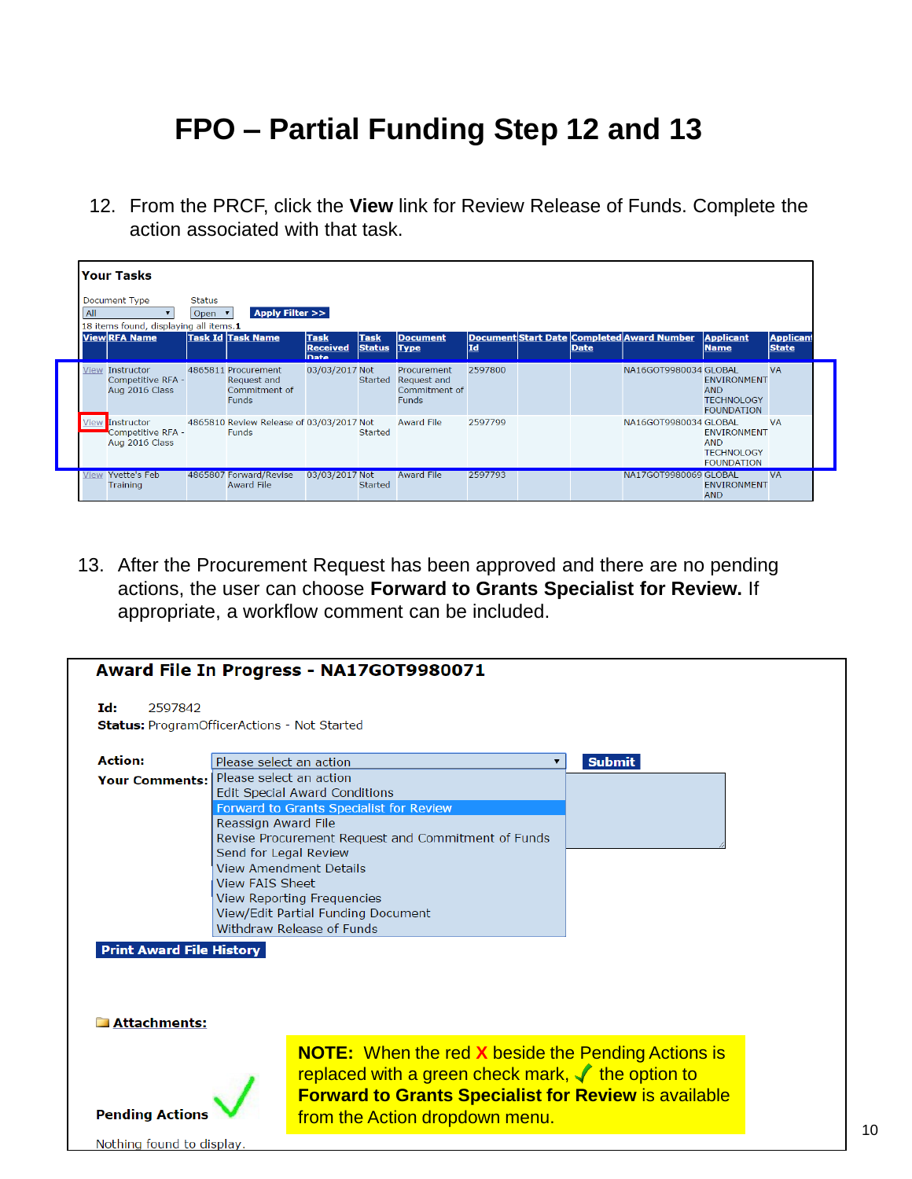# FPO – Partial Funding Step 12 and 13

12. From the PRCF, click the **View** link for Review Release of Funds. Complete the action associated with that task.

**Your Tasks**

Document Type: All    Status: Open    **Apply Filter >>**

18 items found, displaying all items.1

| View | RFA Name | Task Id | Task Name | Task Received Date | Task Status | Document Type | Document Id | Start Date | Completed Date | Award Number | Applicant Name | Applicant State |
|---|---|---|---|---|---|---|---|---|---|---|---|---|
| View | Instructor Competitive RFA - Aug 2016 Class | 4865811 | Procurement Request and Commitment of Funds | 03/03/2017 | Not Started | Procurement Request and Commitment of Funds | 2597800 | | | NA16GOT9980034 | GLOBAL ENVIRONMENT AND TECHNOLOGY FOUNDATION | VA |
| View | Instructor Competitive RFA - Aug 2016 Class | 4865810 | Review Release of Funds | 03/03/2017 | Not Started | Award File | 2597799 | | | NA16GOT9980034 | GLOBAL ENVIRONMENT AND TECHNOLOGY FOUNDATION | VA |
| View | Yvette's Feb Training | 4865807 | Forward/Revise Award File | 03/03/2017 | Not Started | Award File | 2597793 | | | NA17GOT9980069 | GLOBAL ENVIRONMENT AND | VA |

13. After the Procurement Request has been approved and there are no pending actions, the user can choose **Forward to Grants Specialist for Review.** If appropriate, a workflow comment can be included.

**Award File In Progress - NA17GOT9980071**

**Id:** 2597842
**Status:** ProgramOfficerActions - Not Started

**Action:** Please select an action    **Submit**

**Your Comments:**

- Please select an action
- Edit Special Award Conditions
- Forward to Grants Specialist for Review
- Reassign Award File
- Revise Procurement Request and Commitment of Funds
- Send for Legal Review
- View Amendment Details
- View FAIS Sheet
- View Reporting Frequencies
- View/Edit Partial Funding Document
- Withdraw Release of Funds

**Print Award File History**

**Attachments:**

**Pending Actions** ✓

Nothing found to display.

**NOTE:** When the red **X** beside the Pending Actions is replaced with a green check mark, ✓ the option to **Forward to Grants Specialist for Review** is available from the Action dropdown menu.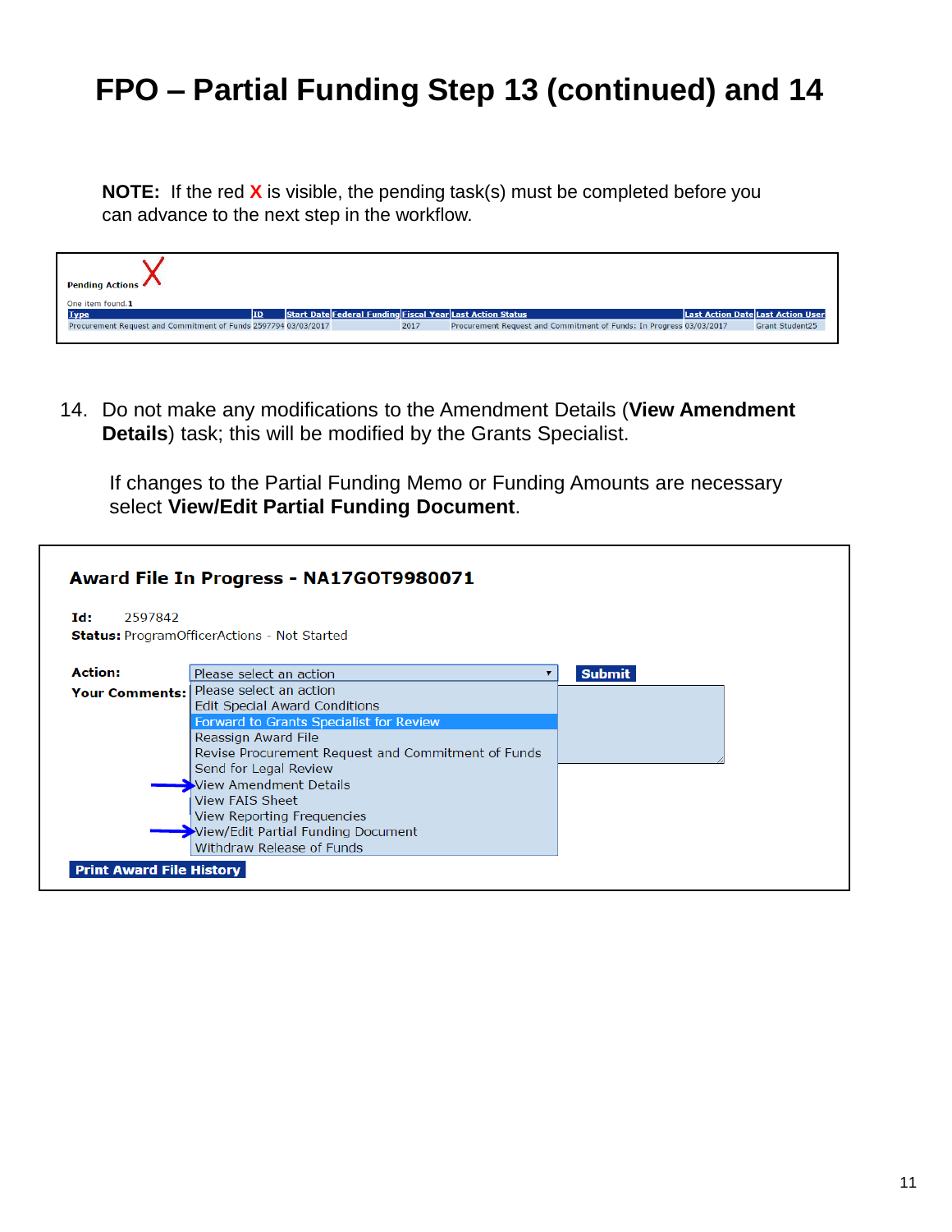# FPO – Partial Funding Step 13 (continued) and 14

**NOTE:** If the red **X** is visible, the pending task(s) must be completed before you can advance to the next step in the workflow.

**Pending Actions** X

One item found.1

| Type | ID | Start Date | Federal Funding | Fiscal Year | Last Action Status | Last Action Date | Last Action User |
|---|---|---|---|---|---|---|---|
| Procurement Request and Commitment of Funds | 2597794 | 03/03/2017 | | 2017 | Procurement Request and Commitment of Funds: In Progress | 03/03/2017 | Grant Student25 |

14. Do not make any modifications to the Amendment Details (**View Amendment Details**) task; this will be modified by the Grants Specialist.

    If changes to the Partial Funding Memo or Funding Amounts are necessary select **View/Edit Partial Funding Document**.

**Award File In Progress - NA17GOT9980071**

**Id:** 2597842
**Status:** ProgramOfficerActions - Not Started

**Action:** Please select an action **Submit**
**Your Comments:**

- Please select an action
- Edit Special Award Conditions
- Forward to Grants Specialist for Review
- Reassign Award File
- Revise Procurement Request and Commitment of Funds
- Send for Legal Review
- View Amendment Details
- View FAIS Sheet
- View Reporting Frequencies
- View/Edit Partial Funding Document
- Withdraw Release of Funds

**Print Award File History**